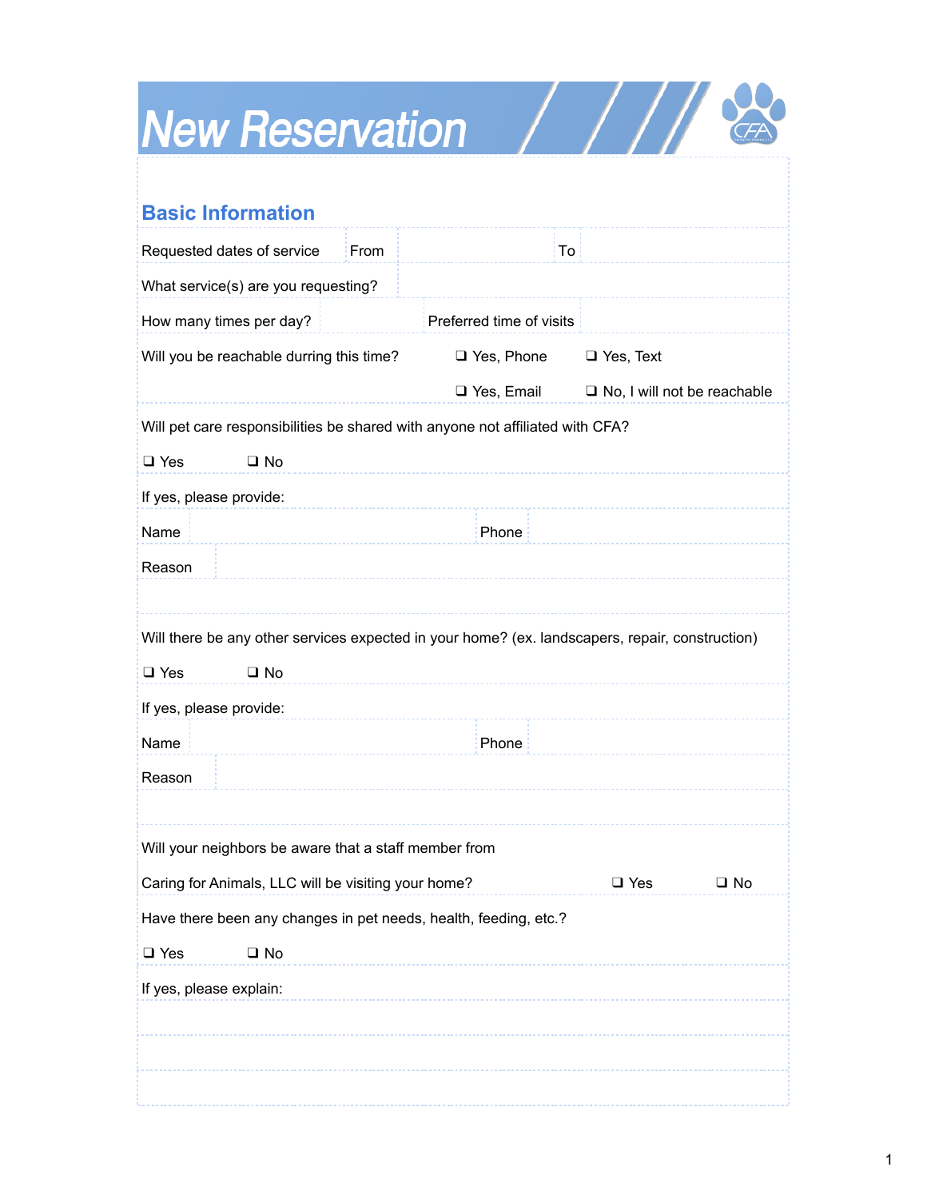# New Reservation

## Basic Information

| Requested dates of service | From | | To | |
|---|---|---|---|---|

| What service(s) are you requesting? | |
|---|---|

| How many times per day? | | Preferred time of visits | |
|---|---|---|---|

Will you be reachable durring this time?

❑ Yes, Phone ❑ Yes, Text

❑ Yes, Email ❑ No, I will not be reachable

Will pet care responsibilities be shared with anyone not affiliated with CFA?

❑ Yes ❑ No

If yes, please provide:

| Name | | Phone | |
|---|---|---|---|

| Reason | |
|---|---|

Will there be any other services expected in your home? (ex. landscapers, repair, construction)

❑ Yes ❑ No

If yes, please provide:

| Name | | Phone | |
|---|---|---|---|

| Reason | |
|---|---|

Will your neighbors be aware that a staff member from Caring for Animals, LLC will be visiting your home? ❑ Yes ❑ No

Have there been any changes in pet needs, health, feeding, etc.?

❑ Yes ❑ No

If yes, please explain: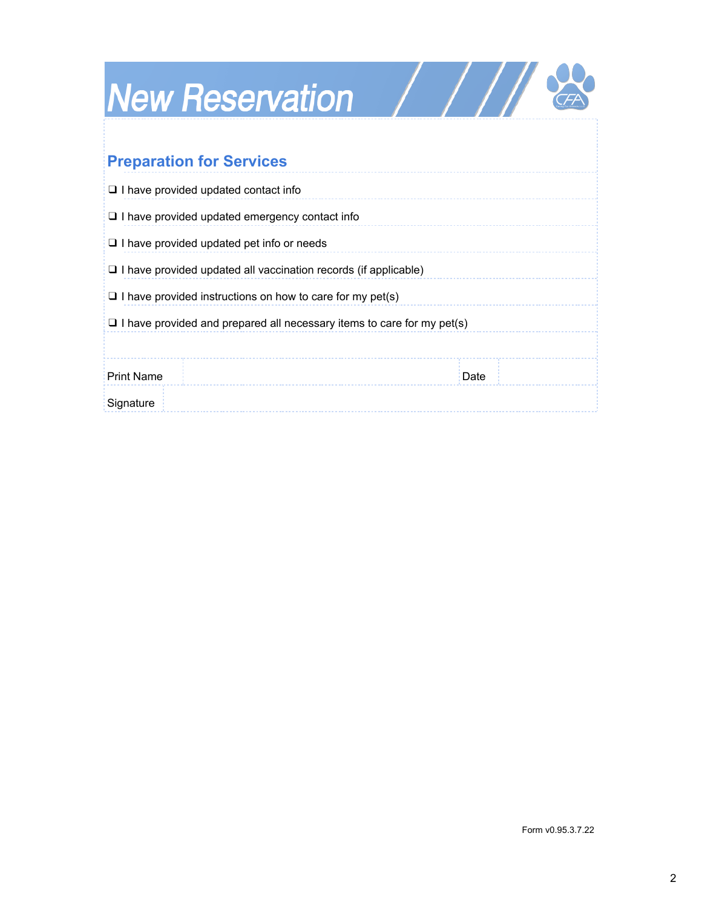# New Reservation

## Preparation for Services

- ❑ I have provided updated contact info
- ❑ I have provided updated emergency contact info
- ❑ I have provided updated pet info or needs
- ❑ I have provided updated all vaccination records (if applicable)
- ❑ I have provided instructions on how to care for my pet(s)
- ❑ I have provided and prepared all necessary items to care for my pet(s)

| | | | |
|---|---|---|---|
| Print Name | | Date | |
| Signature | | | |

Form v0.95.3.7.22